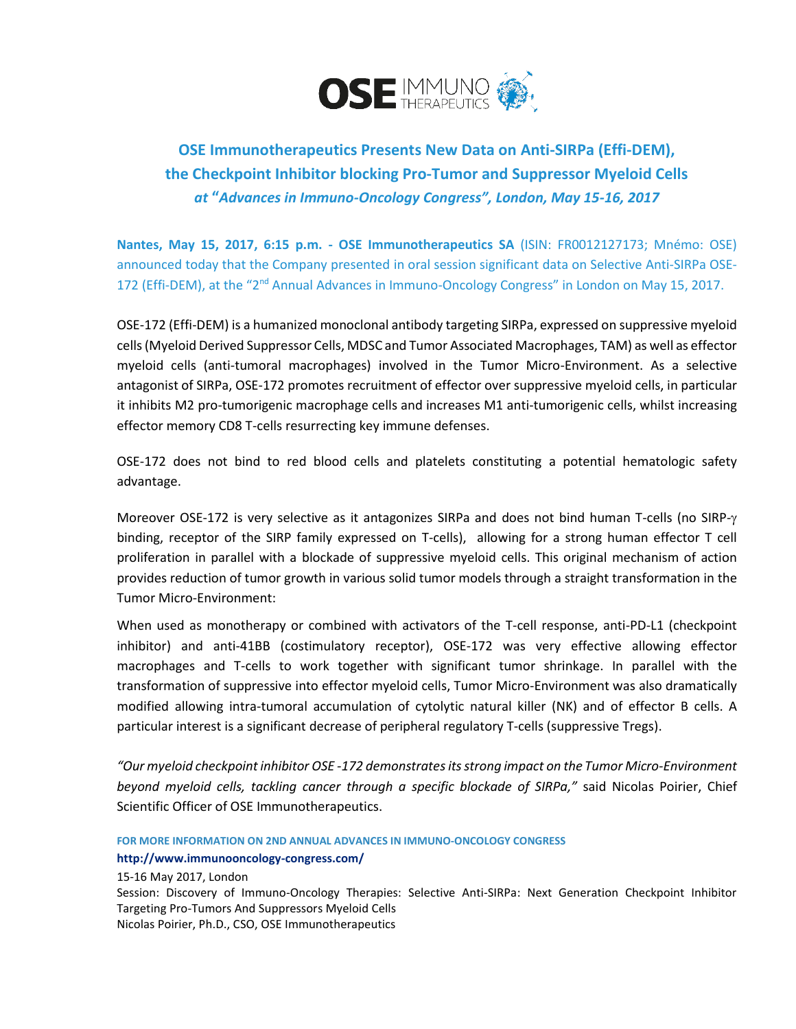# OSE Immunotherapeutics Presents New Data on Anti-SIRPa (Effi-DEM), the Checkpoint Inhibitor blocking Pro-Tumor and Suppressor Myeloid Cells

***at "Advances in Immuno-Oncology Congress", London, May 15-16, 2017***

**Nantes, May 15, 2017, 6:15 p.m. - OSE Immunotherapeutics SA** (ISIN: FR0012127173; Mnémo: OSE) announced today that the Company presented in oral session significant data on Selective Anti-SIRPa OSE-172 (Effi-DEM), at the "2nd Annual Advances in Immuno-Oncology Congress" in London on May 15, 2017.

OSE-172 (Effi-DEM) is a humanized monoclonal antibody targeting SIRPa, expressed on suppressive myeloid cells (Myeloid Derived Suppressor Cells, MDSC and Tumor Associated Macrophages, TAM) as well as effector myeloid cells (anti-tumoral macrophages) involved in the Tumor Micro-Environment. As a selective antagonist of SIRPa, OSE-172 promotes recruitment of effector over suppressive myeloid cells, in particular it inhibits M2 pro-tumorigenic macrophage cells and increases M1 anti-tumorigenic cells, whilst increasing effector memory CD8 T-cells resurrecting key immune defenses.

OSE-172 does not bind to red blood cells and platelets constituting a potential hematologic safety advantage.

Moreover OSE-172 is very selective as it antagonizes SIRPa and does not bind human T-cells (no SIRP-γ binding, receptor of the SIRP family expressed on T-cells), allowing for a strong human effector T cell proliferation in parallel with a blockade of suppressive myeloid cells. This original mechanism of action provides reduction of tumor growth in various solid tumor models through a straight transformation in the Tumor Micro-Environment:

When used as monotherapy or combined with activators of the T-cell response, anti-PD-L1 (checkpoint inhibitor) and anti-41BB (costimulatory receptor), OSE-172 was very effective allowing effector macrophages and T-cells to work together with significant tumor shrinkage. In parallel with the transformation of suppressive into effector myeloid cells, Tumor Micro-Environment was also dramatically modified allowing intra-tumoral accumulation of cytolytic natural killer (NK) and of effector B cells. A particular interest is a significant decrease of peripheral regulatory T-cells (suppressive Tregs).

*"Our myeloid checkpoint inhibitor OSE -172 demonstrates its strong impact on the Tumor Micro-Environment beyond myeloid cells, tackling cancer through a specific blockade of SIRPa,"* said Nicolas Poirier, Chief Scientific Officer of OSE Immunotherapeutics.

**FOR MORE INFORMATION ON 2ND ANNUAL ADVANCES IN IMMUNO-ONCOLOGY CONGRESS**

**http://www.immunooncology-congress.com/**

15-16 May 2017, London
Session: Discovery of Immuno-Oncology Therapies: Selective Anti-SIRPa: Next Generation Checkpoint Inhibitor Targeting Pro-Tumors And Suppressors Myeloid Cells
Nicolas Poirier, Ph.D., CSO, OSE Immunotherapeutics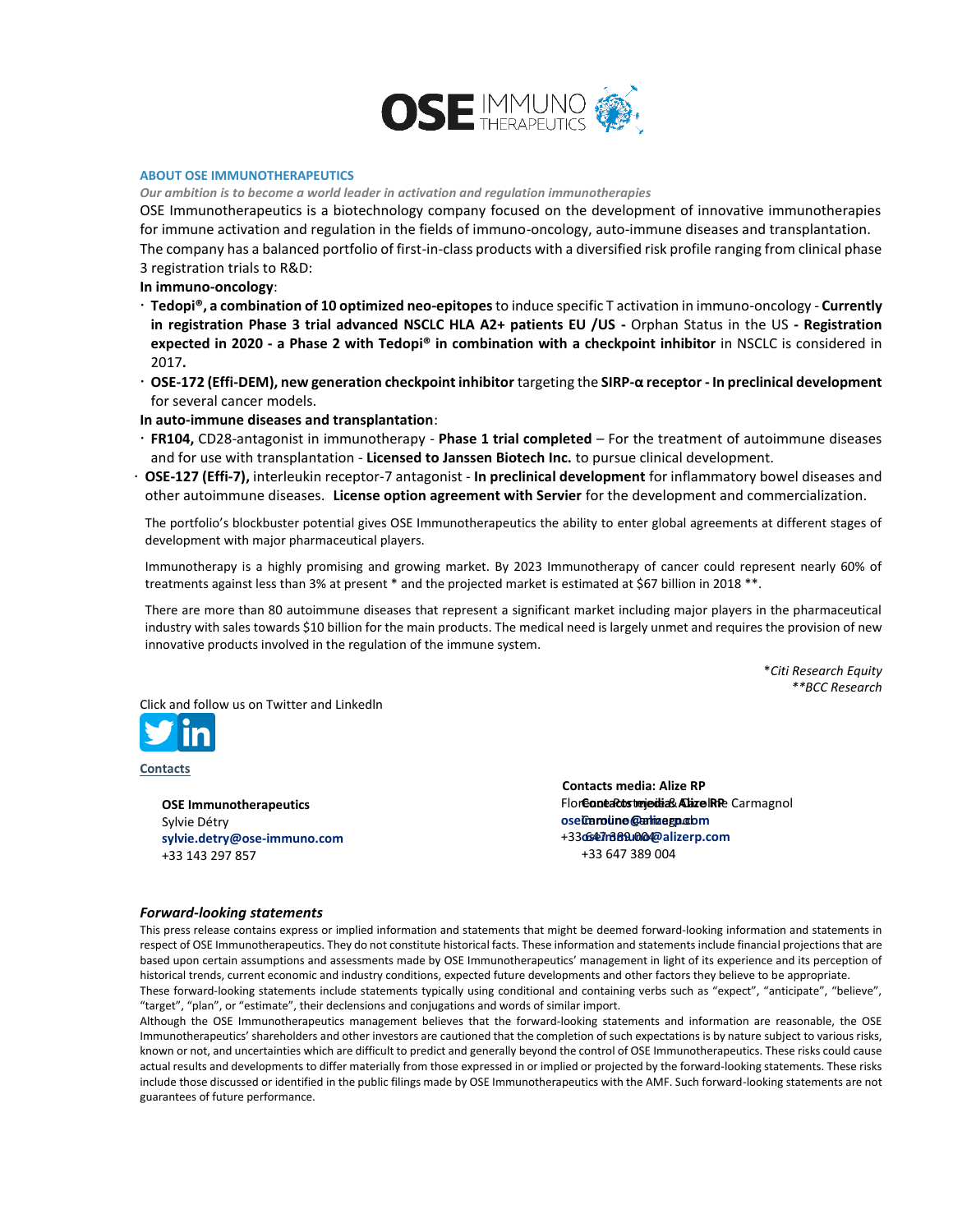## ABOUT OSE IMMUNOTHERAPEUTICS

***Our ambition is to become a world leader in activation and regulation immunotherapies***

OSE Immunotherapeutics is a biotechnology company focused on the development of innovative immunotherapies for immune activation and regulation in the fields of immuno-oncology, auto-immune diseases and transplantation.

The company has a balanced portfolio of first-in-class products with a diversified risk profile ranging from clinical phase 3 registration trials to R&D:

**In immuno-oncology**:

- **Tedopi®, a combination of 10 optimized neo-epitopes** to induce specific T activation in immuno-oncology - **Currently in registration Phase 3 trial advanced NSCLC HLA A2+ patients EU /US -** Orphan Status in the US **- Registration expected in 2020 - a Phase 2 with Tedopi® in combination with a checkpoint inhibitor** in NSCLC is considered in 2017**.**
- **OSE-172 (Effi-DEM), new generation checkpoint inhibitor** targeting the **SIRP-α receptor - In preclinical development** for several cancer models.

**In auto-immune diseases and transplantation**:

- **FR104,** CD28-antagonist in immunotherapy - **Phase 1 trial completed** – For the treatment of autoimmune diseases and for use with transplantation - **Licensed to Janssen Biotech Inc.** to pursue clinical development.
- **OSE-127 (Effi-7),** interleukin receptor-7 antagonist - **In preclinical development** for inflammatory bowel diseases and other autoimmune diseases. **License option agreement with Servier** for the development and commercialization.

The portfolio's blockbuster potential gives OSE Immunotherapeutics the ability to enter global agreements at different stages of development with major pharmaceutical players.

Immunotherapy is a highly promising and growing market. By 2023 Immunotherapy of cancer could represent nearly 60% of treatments against less than 3% at present * and the projected market is estimated at $67 billion in 2018 **.

There are more than 80 autoimmune diseases that represent a significant market including major players in the pharmaceutical industry with sales towards $10 billion for the main products. The medical need is largely unmet and requires the provision of new innovative products involved in the regulation of the immune system.

*\*Citi Research Equity*
*\*\*BCC Research*

Click and follow us on Twitter and LinkedIn

**Contacts**

**OSE Immunotherapeutics**
Sylvie Détry
**sylvie.detry@ose-immuno.com**
+33 143 297 857

**Contacts media: Alize RP**
Caroline Carmagnol
**caroline@alizerp.com**
+33 647 389 004

## *Forward-looking statements*

This press release contains express or implied information and statements that might be deemed forward-looking information and statements in respect of OSE Immunotherapeutics. They do not constitute historical facts. These information and statements include financial projections that are based upon certain assumptions and assessments made by OSE Immunotherapeutics' management in light of its experience and its perception of historical trends, current economic and industry conditions, expected future developments and other factors they believe to be appropriate.

These forward-looking statements include statements typically using conditional and containing verbs such as "expect", "anticipate", "believe", "target", "plan", or "estimate", their declensions and conjugations and words of similar import.

Although the OSE Immunotherapeutics management believes that the forward-looking statements and information are reasonable, the OSE Immunotherapeutics' shareholders and other investors are cautioned that the completion of such expectations is by nature subject to various risks, known or not, and uncertainties which are difficult to predict and generally beyond the control of OSE Immunotherapeutics. These risks could cause actual results and developments to differ materially from those expressed in or implied or projected by the forward-looking statements. These risks include those discussed or identified in the public filings made by OSE Immunotherapeutics with the AMF. Such forward-looking statements are not guarantees of future performance.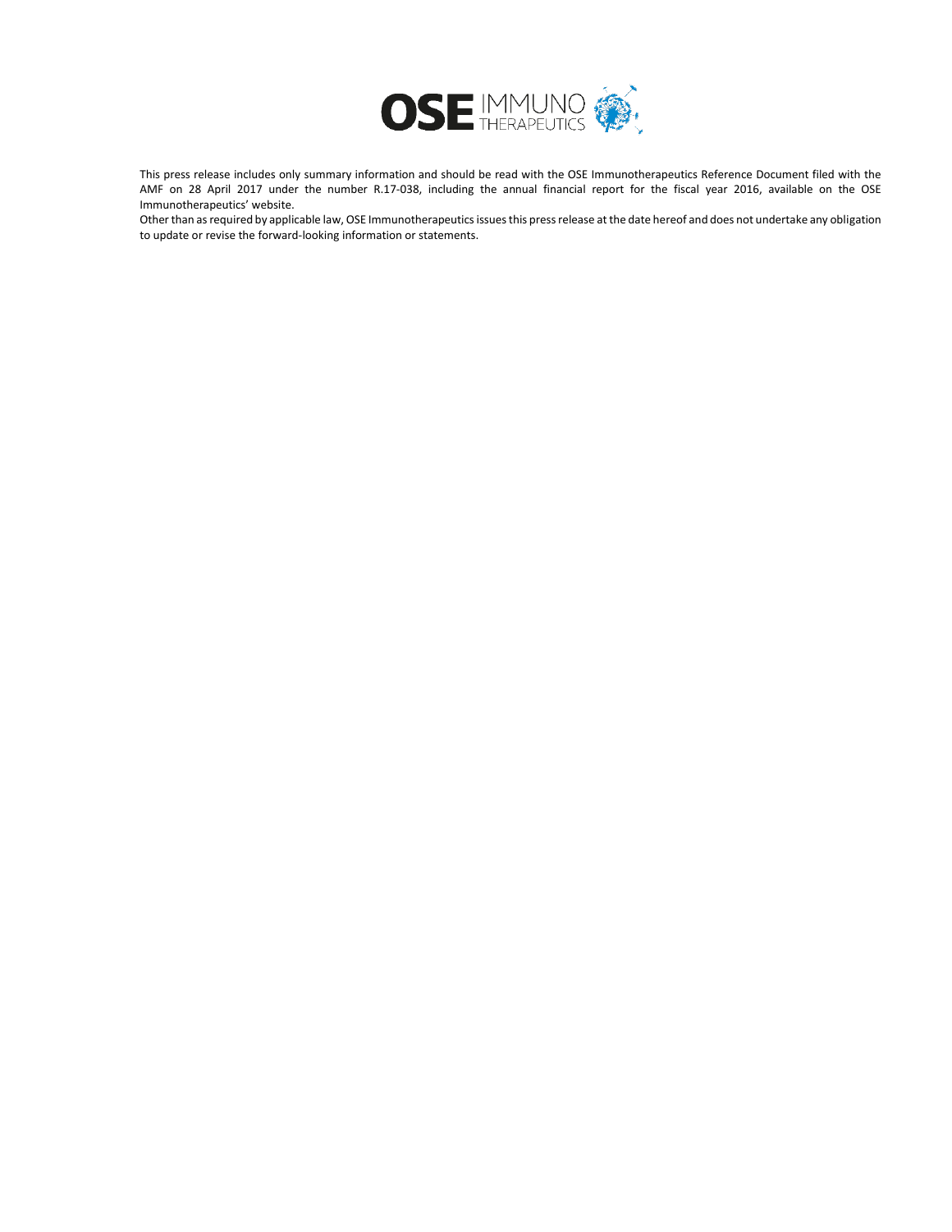This press release includes only summary information and should be read with the OSE Immunotherapeutics Reference Document filed with the AMF on 28 April 2017 under the number R.17-038, including the annual financial report for the fiscal year 2016, available on the OSE Immunotherapeutics' website.

Other than as required by applicable law, OSE Immunotherapeutics issues this press release at the date hereof and does not undertake any obligation to update or revise the forward-looking information or statements.